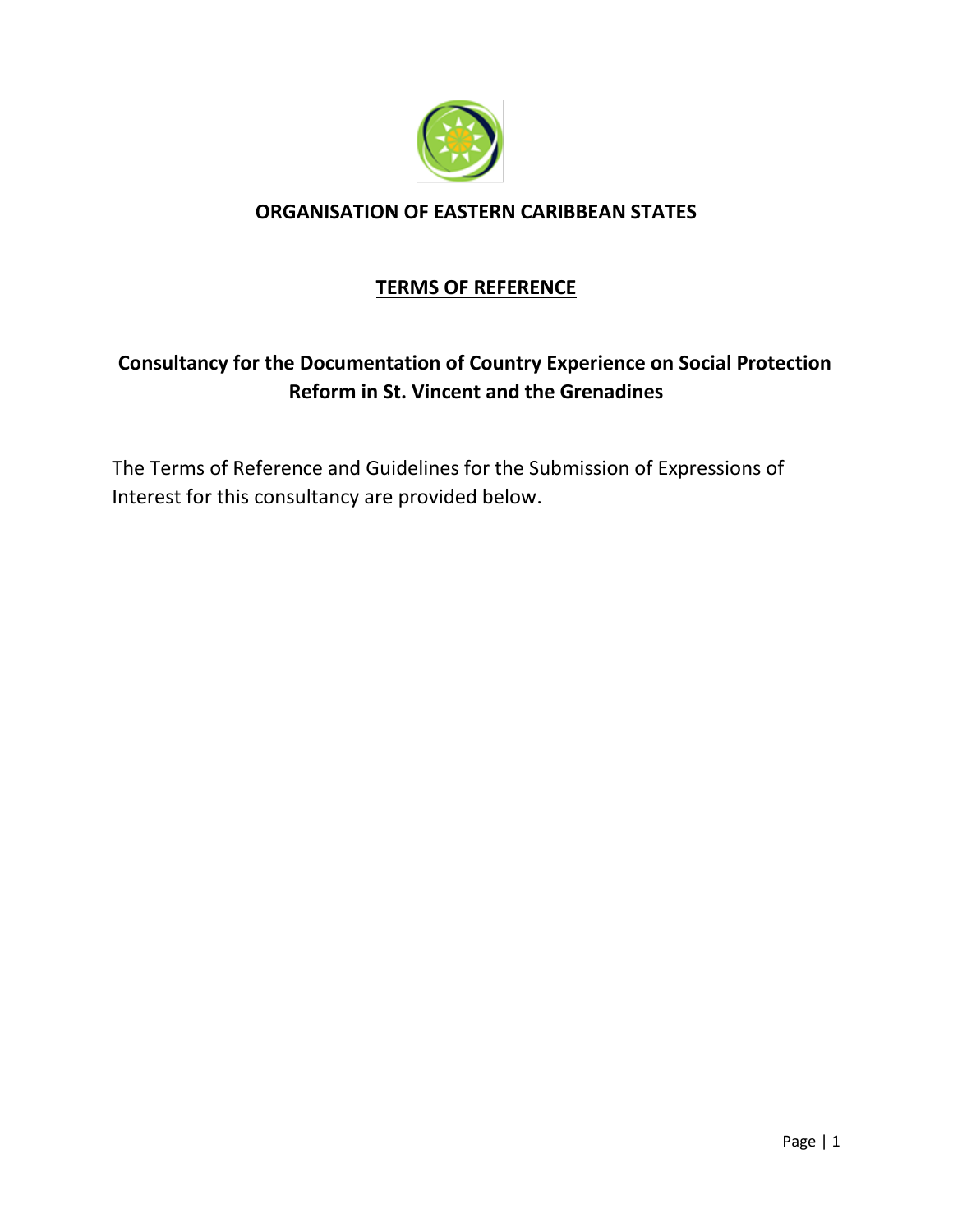# ORGANISATION OF EASTERN CARIBBEAN STATES

## TERMS OF REFERENCE

## Consultancy for the Documentation of Country Experience on Social Protection Reform in St. Vincent and the Grenadines

The Terms of Reference and Guidelines for the Submission of Expressions of Interest for this consultancy are provided below.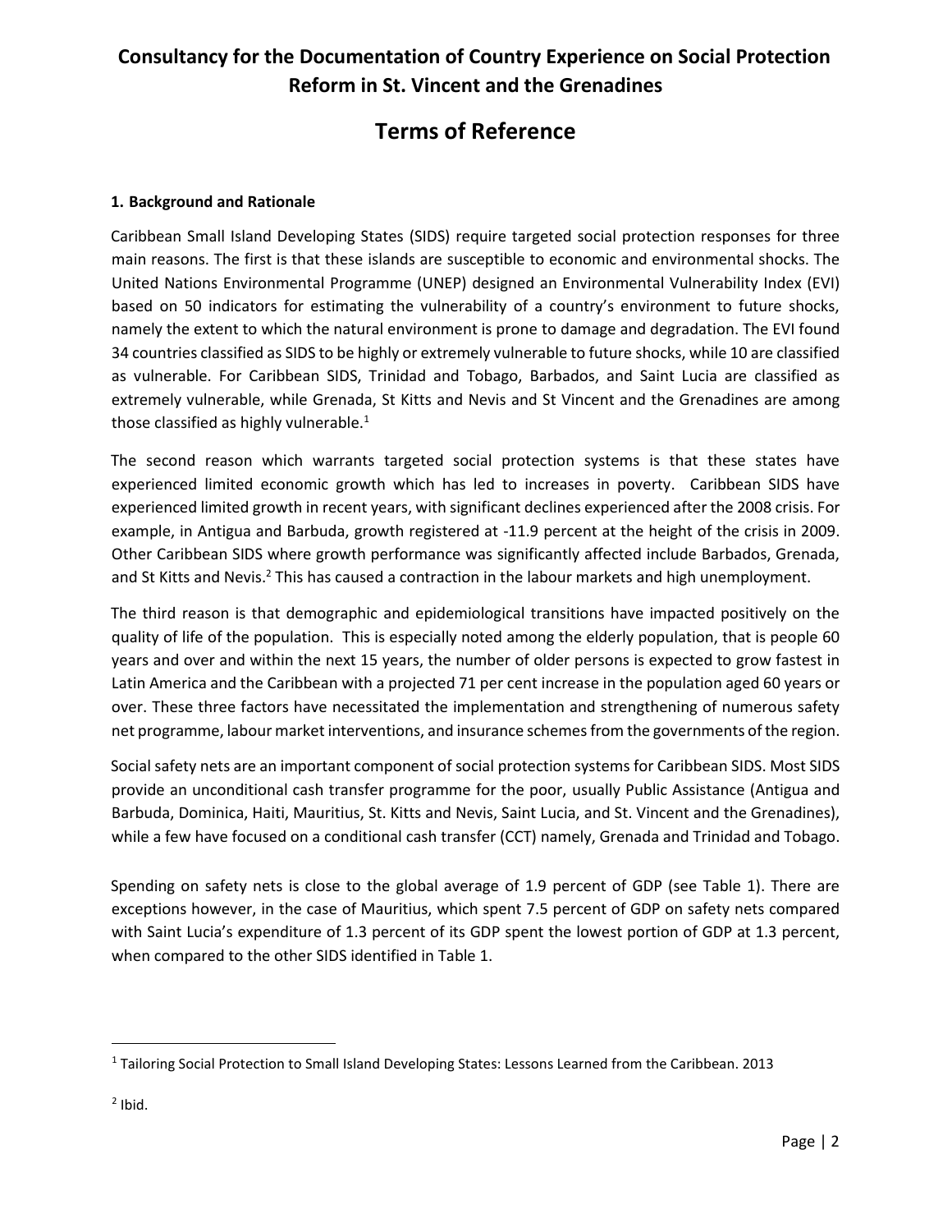# Consultancy for the Documentation of Country Experience on Social Protection Reform in St. Vincent and the Grenadines

# Terms of Reference

### 1. Background and Rationale

Caribbean Small Island Developing States (SIDS) require targeted social protection responses for three main reasons. The first is that these islands are susceptible to economic and environmental shocks. The United Nations Environmental Programme (UNEP) designed an Environmental Vulnerability Index (EVI) based on 50 indicators for estimating the vulnerability of a country's environment to future shocks, namely the extent to which the natural environment is prone to damage and degradation. The EVI found 34 countries classified as SIDS to be highly or extremely vulnerable to future shocks, while 10 are classified as vulnerable. For Caribbean SIDS, Trinidad and Tobago, Barbados, and Saint Lucia are classified as extremely vulnerable, while Grenada, St Kitts and Nevis and St Vincent and the Grenadines are among those classified as highly vulnerable.[1]

The second reason which warrants targeted social protection systems is that these states have experienced limited economic growth which has led to increases in poverty. Caribbean SIDS have experienced limited growth in recent years, with significant declines experienced after the 2008 crisis. For example, in Antigua and Barbuda, growth registered at -11.9 percent at the height of the crisis in 2009. Other Caribbean SIDS where growth performance was significantly affected include Barbados, Grenada, and St Kitts and Nevis.[2] This has caused a contraction in the labour markets and high unemployment.

The third reason is that demographic and epidemiological transitions have impacted positively on the quality of life of the population. This is especially noted among the elderly population, that is people 60 years and over and within the next 15 years, the number of older persons is expected to grow fastest in Latin America and the Caribbean with a projected 71 per cent increase in the population aged 60 years or over. These three factors have necessitated the implementation and strengthening of numerous safety net programme, labour market interventions, and insurance schemes from the governments of the region.

Social safety nets are an important component of social protection systems for Caribbean SIDS. Most SIDS provide an unconditional cash transfer programme for the poor, usually Public Assistance (Antigua and Barbuda, Dominica, Haiti, Mauritius, St. Kitts and Nevis, Saint Lucia, and St. Vincent and the Grenadines), while a few have focused on a conditional cash transfer (CCT) namely, Grenada and Trinidad and Tobago.

Spending on safety nets is close to the global average of 1.9 percent of GDP (see Table 1). There are exceptions however, in the case of Mauritius, which spent 7.5 percent of GDP on safety nets compared with Saint Lucia's expenditure of 1.3 percent of its GDP spent the lowest portion of GDP at 1.3 percent, when compared to the other SIDS identified in Table 1.

---

[1] Tailoring Social Protection to Small Island Developing States: Lessons Learned from the Caribbean. 2013

[2] Ibid.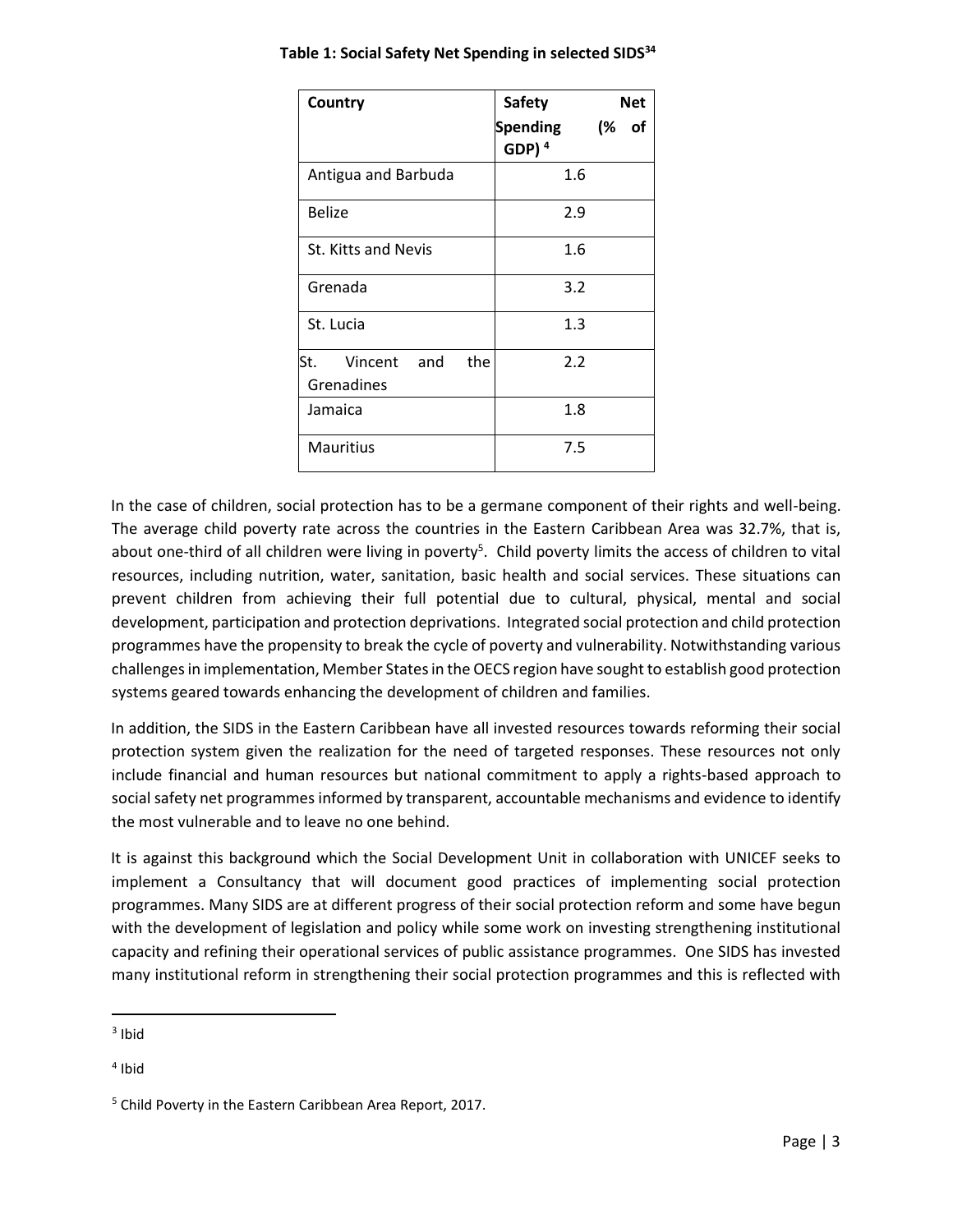**Table 1: Social Safety Net Spending in selected SIDS[34]**

| Country | Safety Net Spending (% of GDP)[4] |
|---|---|
| Antigua and Barbuda | 1.6 |
| Belize | 2.9 |
| St. Kitts and Nevis | 1.6 |
| Grenada | 3.2 |
| St. Lucia | 1.3 |
| St. Vincent and the Grenadines | 2.2 |
| Jamaica | 1.8 |
| Mauritius | 7.5 |

In the case of children, social protection has to be a germane component of their rights and well-being. The average child poverty rate across the countries in the Eastern Caribbean Area was 32.7%, that is, about one-third of all children were living in poverty[5]. Child poverty limits the access of children to vital resources, including nutrition, water, sanitation, basic health and social services. These situations can prevent children from achieving their full potential due to cultural, physical, mental and social development, participation and protection deprivations. Integrated social protection and child protection programmes have the propensity to break the cycle of poverty and vulnerability. Notwithstanding various challenges in implementation, Member States in the OECS region have sought to establish good protection systems geared towards enhancing the development of children and families.

In addition, the SIDS in the Eastern Caribbean have all invested resources towards reforming their social protection system given the realization for the need of targeted responses. These resources not only include financial and human resources but national commitment to apply a rights-based approach to social safety net programmes informed by transparent, accountable mechanisms and evidence to identify the most vulnerable and to leave no one behind.

It is against this background which the Social Development Unit in collaboration with UNICEF seeks to implement a Consultancy that will document good practices of implementing social protection programmes. Many SIDS are at different progress of their social protection reform and some have begun with the development of legislation and policy while some work on investing strengthening institutional capacity and refining their operational services of public assistance programmes. One SIDS has invested many institutional reform in strengthening their social protection programmes and this is reflected with

---

[3] Ibid

[4] Ibid

[5] Child Poverty in the Eastern Caribbean Area Report, 2017.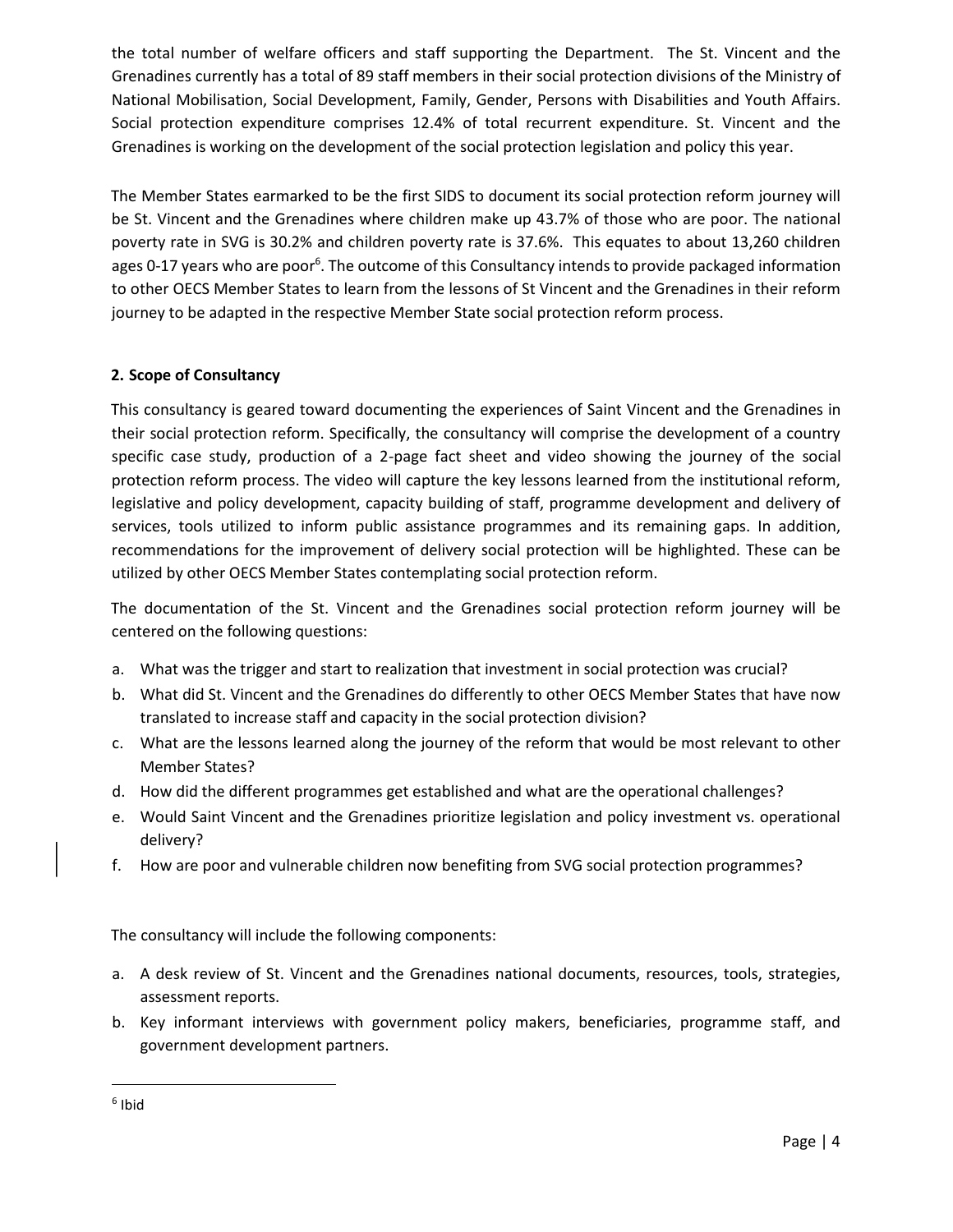the total number of welfare officers and staff supporting the Department. The St. Vincent and the Grenadines currently has a total of 89 staff members in their social protection divisions of the Ministry of National Mobilisation, Social Development, Family, Gender, Persons with Disabilities and Youth Affairs. Social protection expenditure comprises 12.4% of total recurrent expenditure. St. Vincent and the Grenadines is working on the development of the social protection legislation and policy this year.

The Member States earmarked to be the first SIDS to document its social protection reform journey will be St. Vincent and the Grenadines where children make up 43.7% of those who are poor. The national poverty rate in SVG is 30.2% and children poverty rate is 37.6%. This equates to about 13,260 children ages 0-17 years who are poor[6]. The outcome of this Consultancy intends to provide packaged information to other OECS Member States to learn from the lessons of St Vincent and the Grenadines in their reform journey to be adapted in the respective Member State social protection reform process.

## 2. Scope of Consultancy

This consultancy is geared toward documenting the experiences of Saint Vincent and the Grenadines in their social protection reform. Specifically, the consultancy will comprise the development of a country specific case study, production of a 2-page fact sheet and video showing the journey of the social protection reform process. The video will capture the key lessons learned from the institutional reform, legislative and policy development, capacity building of staff, programme development and delivery of services, tools utilized to inform public assistance programmes and its remaining gaps. In addition, recommendations for the improvement of delivery social protection will be highlighted. These can be utilized by other OECS Member States contemplating social protection reform.

The documentation of the St. Vincent and the Grenadines social protection reform journey will be centered on the following questions:

a. What was the trigger and start to realization that investment in social protection was crucial?
b. What did St. Vincent and the Grenadines do differently to other OECS Member States that have now translated to increase staff and capacity in the social protection division?
c. What are the lessons learned along the journey of the reform that would be most relevant to other Member States?
d. How did the different programmes get established and what are the operational challenges?
e. Would Saint Vincent and the Grenadines prioritize legislation and policy investment vs. operational delivery?
f. How are poor and vulnerable children now benefiting from SVG social protection programmes?

The consultancy will include the following components:

a. A desk review of St. Vincent and the Grenadines national documents, resources, tools, strategies, assessment reports.
b. Key informant interviews with government policy makers, beneficiaries, programme staff, and government development partners.

---

[6] Ibid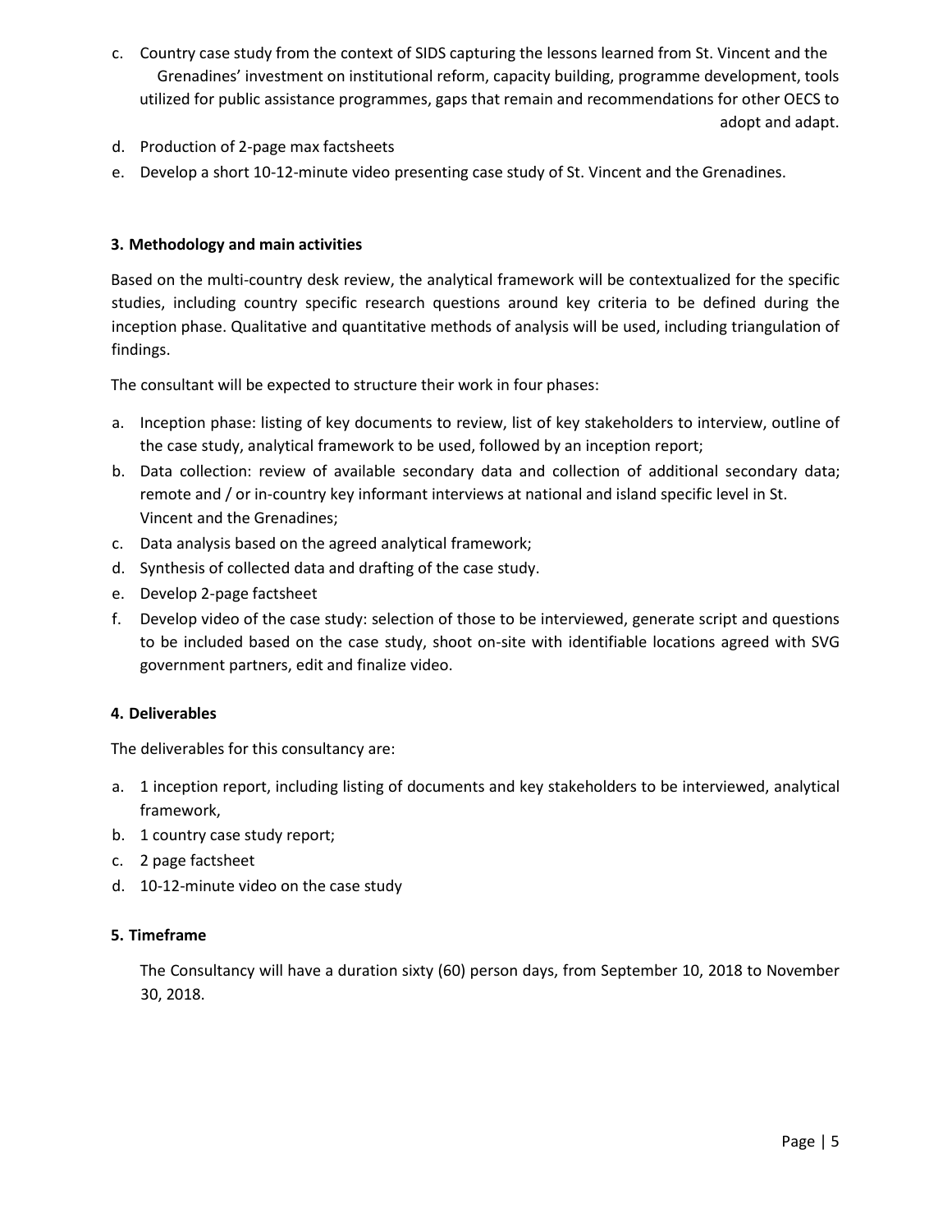c. Country case study from the context of SIDS capturing the lessons learned from St. Vincent and the Grenadines' investment on institutional reform, capacity building, programme development, tools utilized for public assistance programmes, gaps that remain and recommendations for other OECS to adopt and adapt.
d. Production of 2-page max factsheets
e. Develop a short 10-12-minute video presenting case study of St. Vincent and the Grenadines.

**3. Methodology and main activities**

Based on the multi-country desk review, the analytical framework will be contextualized for the specific studies, including country specific research questions around key criteria to be defined during the inception phase. Qualitative and quantitative methods of analysis will be used, including triangulation of findings.

The consultant will be expected to structure their work in four phases:

a. Inception phase: listing of key documents to review, list of key stakeholders to interview, outline of the case study, analytical framework to be used, followed by an inception report;
b. Data collection: review of available secondary data and collection of additional secondary data; remote and / or in-country key informant interviews at national and island specific level in St. Vincent and the Grenadines;
c. Data analysis based on the agreed analytical framework;
d. Synthesis of collected data and drafting of the case study.
e. Develop 2-page factsheet
f. Develop video of the case study: selection of those to be interviewed, generate script and questions to be included based on the case study, shoot on-site with identifiable locations agreed with SVG government partners, edit and finalize video.

**4. Deliverables**

The deliverables for this consultancy are:

a. 1 inception report, including listing of documents and key stakeholders to be interviewed, analytical framework,
b. 1 country case study report;
c. 2 page factsheet
d. 10-12-minute video on the case study

**5. Timeframe**

The Consultancy will have a duration sixty (60) person days, from September 10, 2018 to November 30, 2018.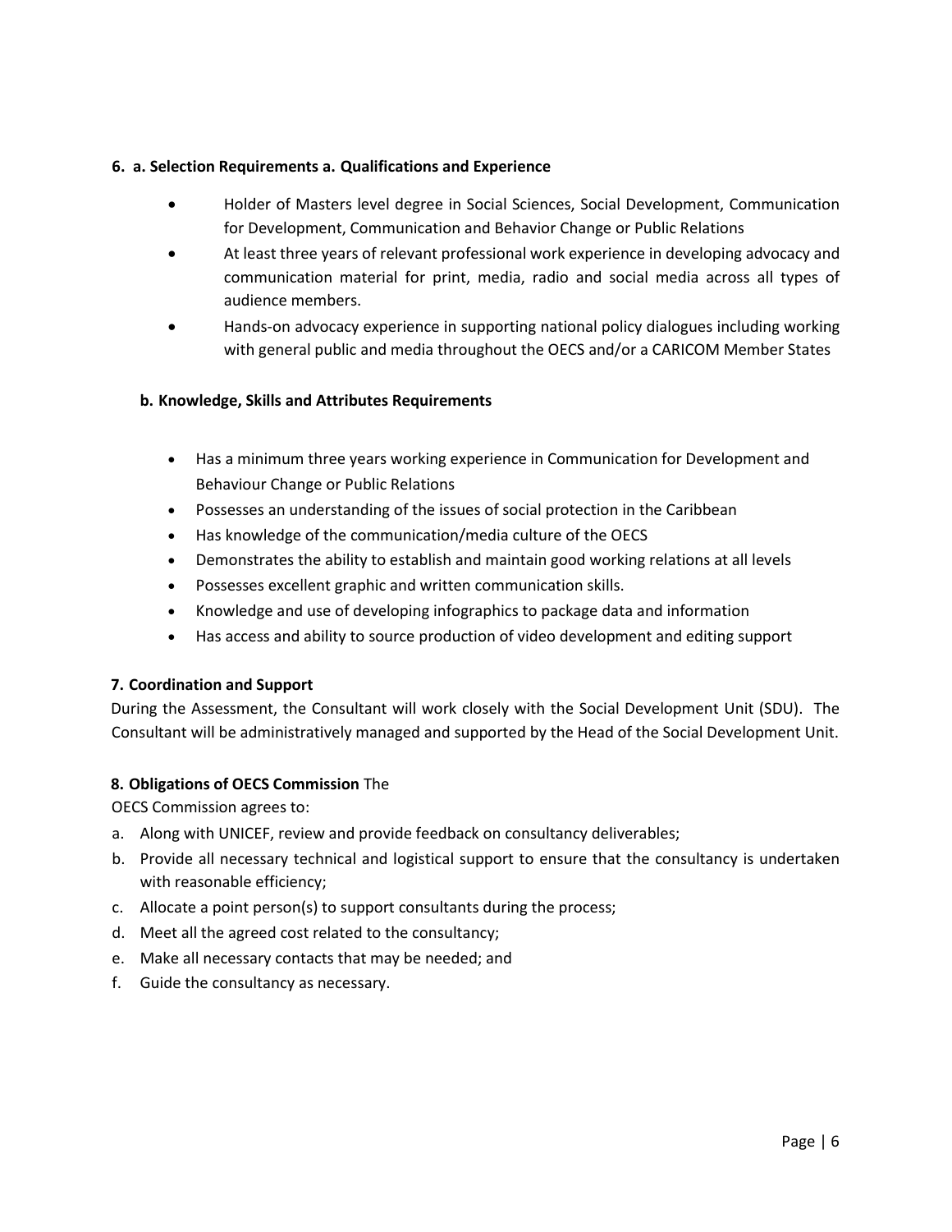**6. a. Selection Requirements a. Qualifications and Experience**

- Holder of Masters level degree in Social Sciences, Social Development, Communication for Development, Communication and Behavior Change or Public Relations
- At least three years of relevant professional work experience in developing advocacy and communication material for print, media, radio and social media across all types of audience members.
- Hands-on advocacy experience in supporting national policy dialogues including working with general public and media throughout the OECS and/or a CARICOM Member States

**b. Knowledge, Skills and Attributes Requirements**

- Has a minimum three years working experience in Communication for Development and Behaviour Change or Public Relations
- Possesses an understanding of the issues of social protection in the Caribbean
- Has knowledge of the communication/media culture of the OECS
- Demonstrates the ability to establish and maintain good working relations at all levels
- Possesses excellent graphic and written communication skills.
- Knowledge and use of developing infographics to package data and information
- Has access and ability to source production of video development and editing support

**7. Coordination and Support**

During the Assessment, the Consultant will work closely with the Social Development Unit (SDU). The Consultant will be administratively managed and supported by the Head of the Social Development Unit.

**8. Obligations of OECS Commission** The OECS Commission agrees to:

a. Along with UNICEF, review and provide feedback on consultancy deliverables;
b. Provide all necessary technical and logistical support to ensure that the consultancy is undertaken with reasonable efficiency;
c. Allocate a point person(s) to support consultants during the process;
d. Meet all the agreed cost related to the consultancy;
e. Make all necessary contacts that may be needed; and
f. Guide the consultancy as necessary.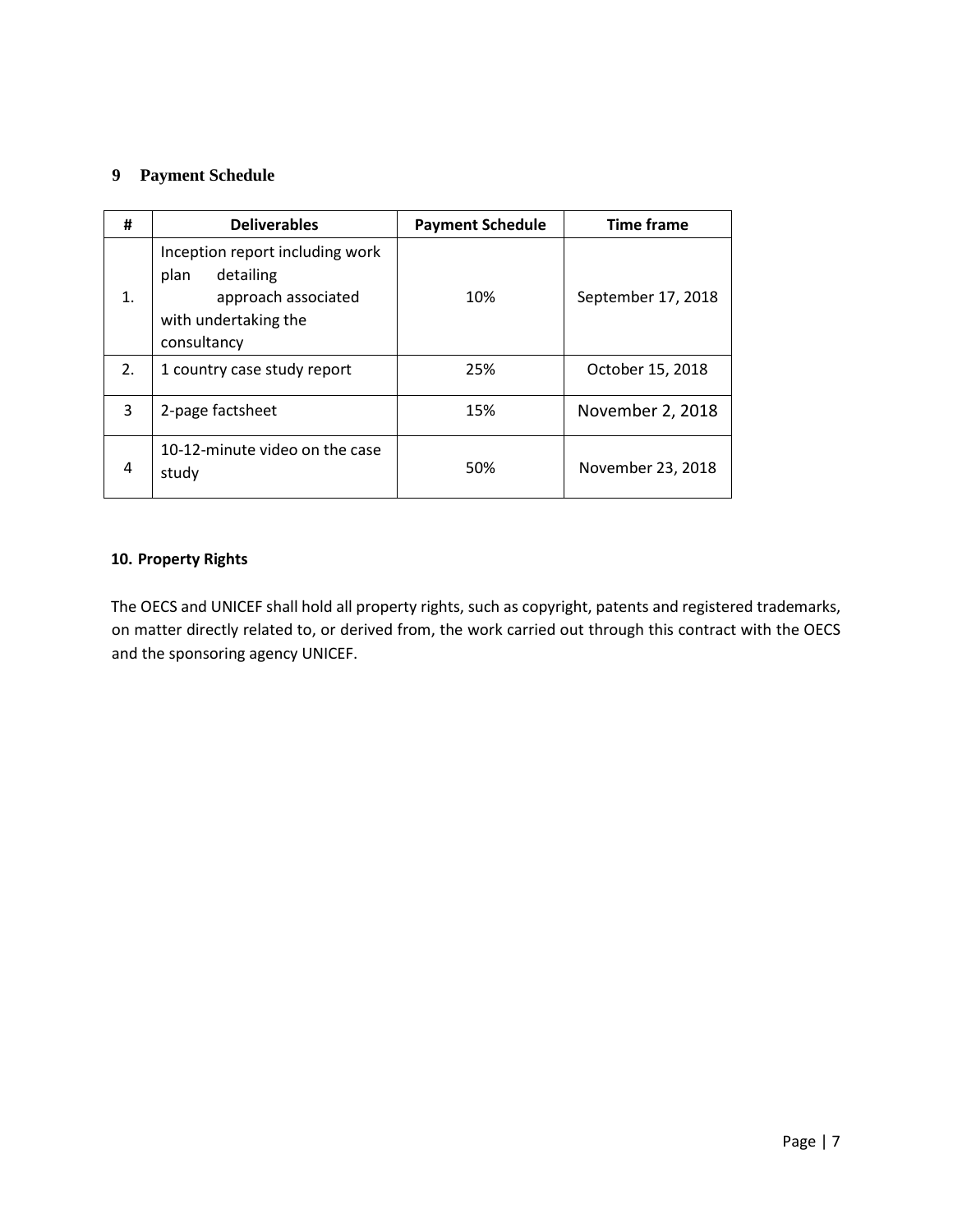## 9 Payment Schedule

| # | Deliverables | Payment Schedule | Time frame |
|---|---|---|---|
| 1. | Inception report including work plan detailing approach associated with undertaking the consultancy | 10% | September 17, 2018 |
| 2. | 1 country case study report | 25% | October 15, 2018 |
| 3 | 2-page factsheet | 15% | November 2, 2018 |
| 4 | 10-12-minute video on the case study | 50% | November 23, 2018 |

## 10. Property Rights

The OECS and UNICEF shall hold all property rights, such as copyright, patents and registered trademarks, on matter directly related to, or derived from, the work carried out through this contract with the OECS and the sponsoring agency UNICEF.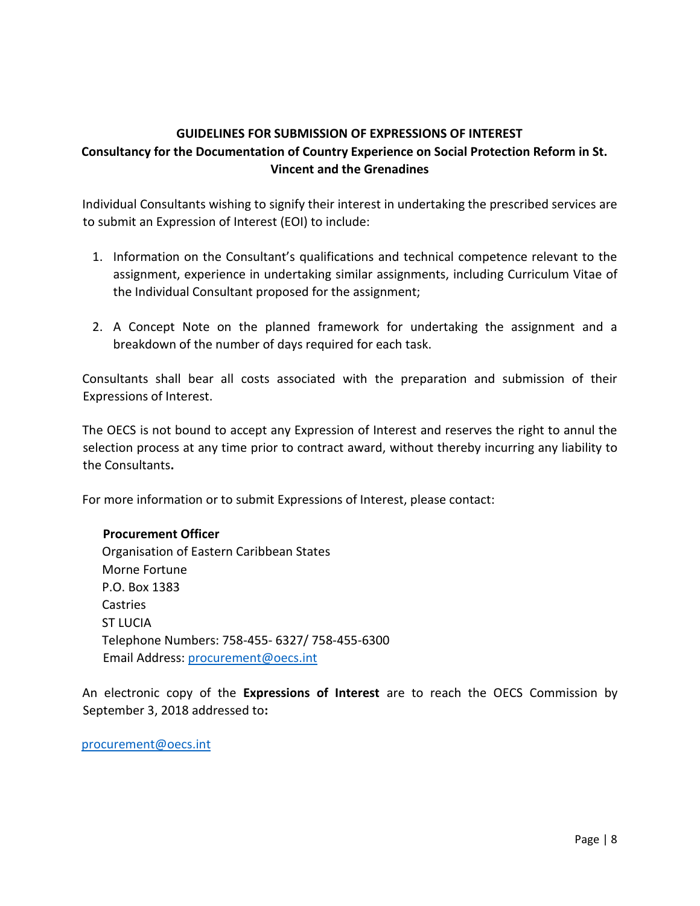## GUIDELINES FOR SUBMISSION OF EXPRESSIONS OF INTEREST

### Consultancy for the Documentation of Country Experience on Social Protection Reform in St. Vincent and the Grenadines

Individual Consultants wishing to signify their interest in undertaking the prescribed services are to submit an Expression of Interest (EOI) to include:

1. Information on the Consultant's qualifications and technical competence relevant to the assignment, experience in undertaking similar assignments, including Curriculum Vitae of the Individual Consultant proposed for the assignment;

2. A Concept Note on the planned framework for undertaking the assignment and a breakdown of the number of days required for each task.

Consultants shall bear all costs associated with the preparation and submission of their Expressions of Interest.

The OECS is not bound to accept any Expression of Interest and reserves the right to annul the selection process at any time prior to contract award, without thereby incurring any liability to the Consultants**.**

For more information or to submit Expressions of Interest, please contact:

**Procurement Officer**
Organisation of Eastern Caribbean States
Morne Fortune
P.O. Box 1383
Castries
ST LUCIA
Telephone Numbers: 758-455- 6327/ 758-455-6300
Email Address: procurement@oecs.int

An electronic copy of the **Expressions of Interest** are to reach the OECS Commission by September 3, 2018 addressed to**:**

procurement@oecs.int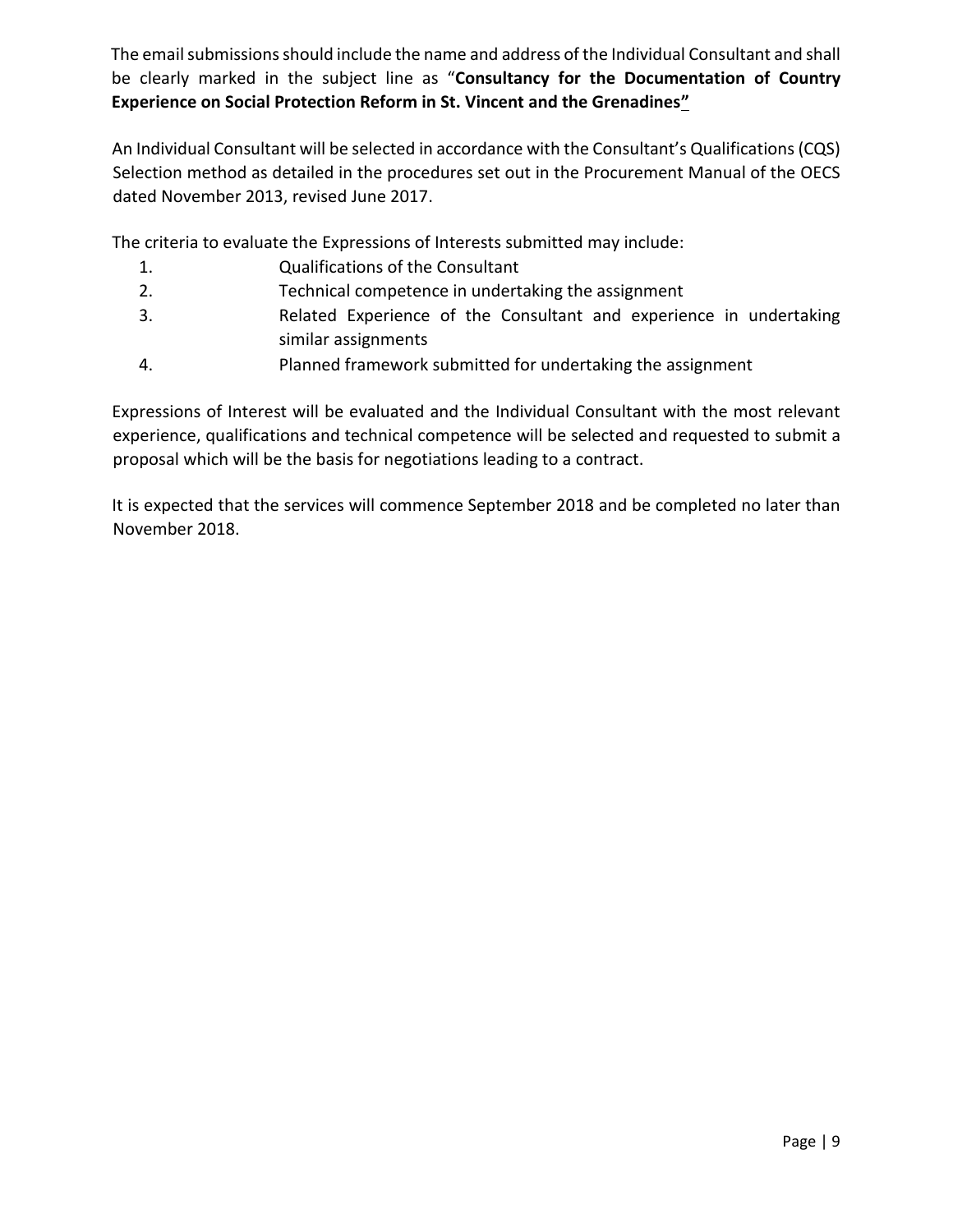The email submissions should include the name and address of the Individual Consultant and shall be clearly marked in the subject line as "**Consultancy for the Documentation of Country Experience on Social Protection Reform in St. Vincent and the Grenadines"**

An Individual Consultant will be selected in accordance with the Consultant's Qualifications (CQS) Selection method as detailed in the procedures set out in the Procurement Manual of the OECS dated November 2013, revised June 2017.

The criteria to evaluate the Expressions of Interests submitted may include:

1. Qualifications of the Consultant
2. Technical competence in undertaking the assignment
3. Related Experience of the Consultant and experience in undertaking similar assignments
4. Planned framework submitted for undertaking the assignment

Expressions of Interest will be evaluated and the Individual Consultant with the most relevant experience, qualifications and technical competence will be selected and requested to submit a proposal which will be the basis for negotiations leading to a contract.

It is expected that the services will commence September 2018 and be completed no later than November 2018.